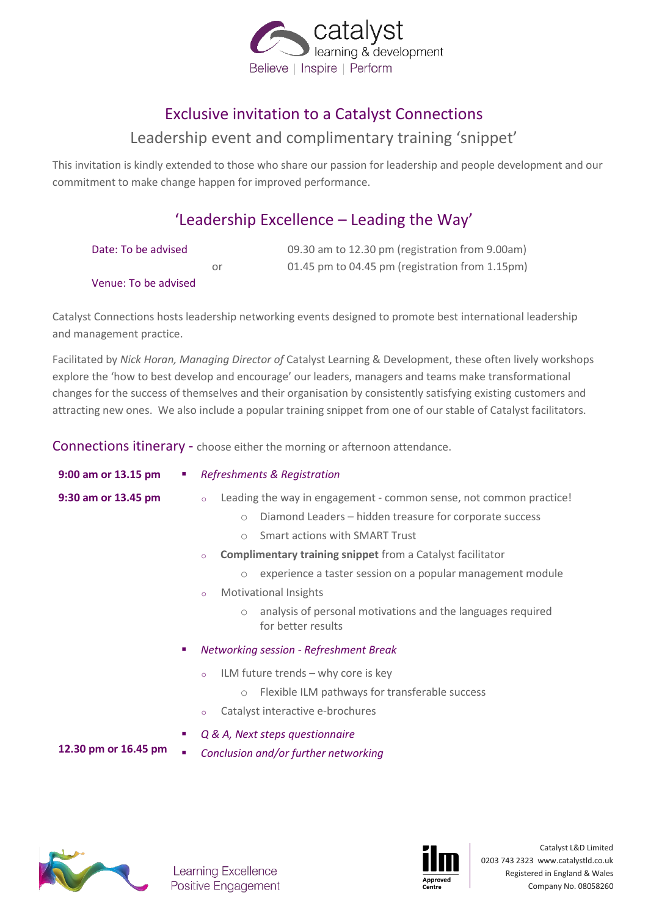catalyst
learning & development
Believe | Inspire | Perform

# Exclusive invitation to a Catalyst Connections

## Leadership event and complimentary training 'snippet'

This invitation is kindly extended to those who share our passion for leadership and people development and our commitment to make change happen for improved performance.

## 'Leadership Excellence – Leading the Way'

Date: To be advised — 09.30 am to 12.30 pm (registration from 9.00am)
or — 01.45 pm to 04.45 pm (registration from 1.15pm)

Venue: To be advised

Catalyst Connections hosts leadership networking events designed to promote best international leadership and management practice.

Facilitated by *Nick Horan, Managing Director of* Catalyst Learning & Development, these often lively workshops explore the 'how to best develop and encourage' our leaders, managers and teams make transformational changes for the success of themselves and their organisation by consistently satisfying existing customers and attracting new ones. We also include a popular training snippet from one of our stable of Catalyst facilitators.

### Connections itinerary - choose either the morning or afternoon attendance.

**9:00 am or 13.15 pm**

- *Refreshments & Registration*

**9:30 am or 13.45 pm**

- Leading the way in engagement - common sense, not common practice!
  - Diamond Leaders – hidden treasure for corporate success
  - Smart actions with SMART Trust
- **Complimentary training snippet** from a Catalyst facilitator
  - experience a taster session on a popular management module
- Motivational Insights
  - analysis of personal motivations and the languages required for better results
- *Networking session - Refreshment Break*
  - ILM future trends – why core is key
    - Flexible ILM pathways for transferable success
  - Catalyst interactive e-brochures
- *Q & A, Next steps questionnaire*

**12.30 pm or 16.45 pm**

- *Conclusion and/or further networking*

Learning Excellence
Positive Engagement

ilm Approved Centre

Catalyst L&D Limited
0203 743 2323 www.catalystld.co.uk
Registered in England & Wales
Company No. 08058260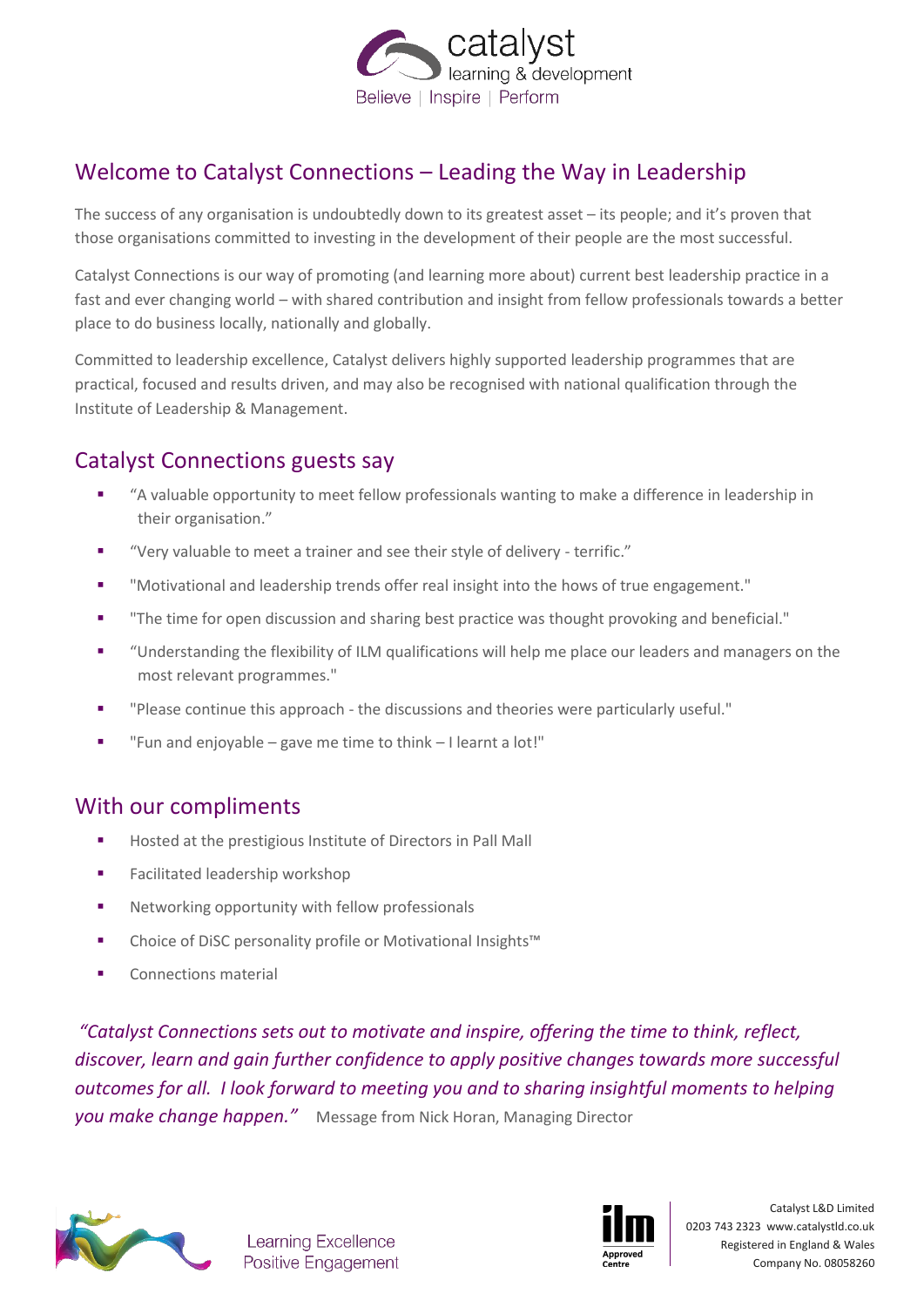catalyst
learning & development
Believe | Inspire | Perform

## Welcome to Catalyst Connections – Leading the Way in Leadership

The success of any organisation is undoubtedly down to its greatest asset – its people; and it's proven that those organisations committed to investing in the development of their people are the most successful.

Catalyst Connections is our way of promoting (and learning more about) current best leadership practice in a fast and ever changing world – with shared contribution and insight from fellow professionals towards a better place to do business locally, nationally and globally.

Committed to leadership excellence, Catalyst delivers highly supported leadership programmes that are practical, focused and results driven, and may also be recognised with national qualification through the Institute of Leadership & Management.

## Catalyst Connections guests say

- "A valuable opportunity to meet fellow professionals wanting to make a difference in leadership in their organisation."
- "Very valuable to meet a trainer and see their style of delivery - terrific."
- "Motivational and leadership trends offer real insight into the hows of true engagement."
- "The time for open discussion and sharing best practice was thought provoking and beneficial."
- "Understanding the flexibility of ILM qualifications will help me place our leaders and managers on the most relevant programmes."
- "Please continue this approach - the discussions and theories were particularly useful."
- "Fun and enjoyable – gave me time to think – I learnt a lot!"

## With our compliments

- Hosted at the prestigious Institute of Directors in Pall Mall
- Facilitated leadership workshop
- Networking opportunity with fellow professionals
- Choice of DiSC personality profile or Motivational Insights™
- Connections material

*"Catalyst Connections sets out to motivate and inspire, offering the time to think, reflect, discover, learn and gain further confidence to apply positive changes towards more successful outcomes for all. I look forward to meeting you and to sharing insightful moments to helping you make change happen."* Message from Nick Horan, Managing Director

Learning Excellence
Positive Engagement

ilm Approved Centre

Catalyst L&D Limited
0203 743 2323 www.catalystld.co.uk
Registered in England & Wales
Company No. 08058260